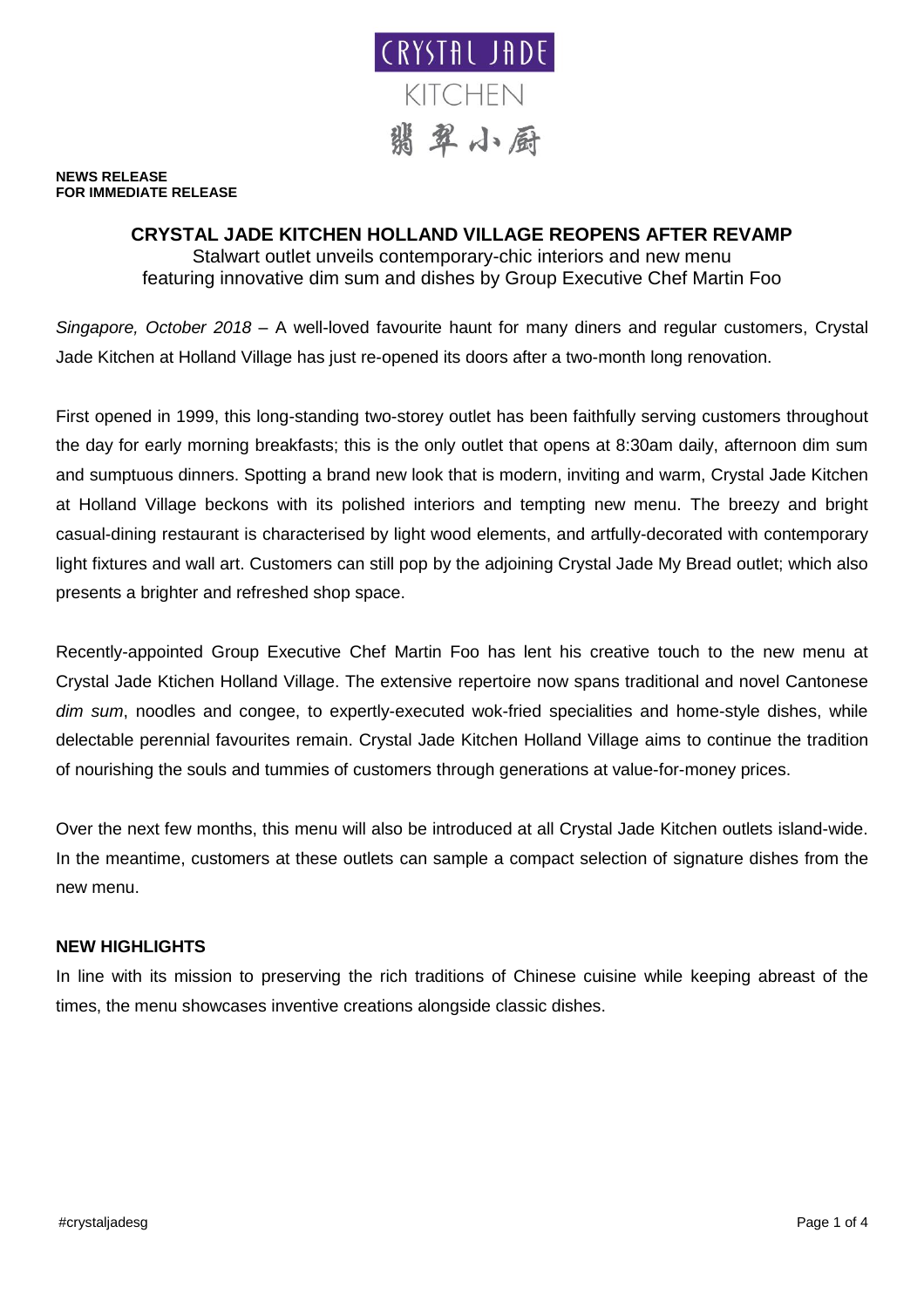CRYSTAL JADE

KITCHEN

翡翠小廚

**NEWS RELEASE**
**FOR IMMEDIATE RELEASE**

## CRYSTAL JADE KITCHEN HOLLAND VILLAGE REOPENS AFTER REVAMP

Stalwart outlet unveils contemporary-chic interiors and new menu featuring innovative dim sum and dishes by Group Executive Chef Martin Foo

*Singapore, October 2018* – A well-loved favourite haunt for many diners and regular customers, Crystal Jade Kitchen at Holland Village has just re-opened its doors after a two-month long renovation.

First opened in 1999, this long-standing two-storey outlet has been faithfully serving customers throughout the day for early morning breakfasts; this is the only outlet that opens at 8:30am daily, afternoon dim sum and sumptuous dinners. Spotting a brand new look that is modern, inviting and warm, Crystal Jade Kitchen at Holland Village beckons with its polished interiors and tempting new menu. The breezy and bright casual-dining restaurant is characterised by light wood elements, and artfully-decorated with contemporary light fixtures and wall art. Customers can still pop by the adjoining Crystal Jade My Bread outlet; which also presents a brighter and refreshed shop space.

Recently-appointed Group Executive Chef Martin Foo has lent his creative touch to the new menu at Crystal Jade Ktichen Holland Village. The extensive repertoire now spans traditional and novel Cantonese *dim sum*, noodles and congee, to expertly-executed wok-fried specialities and home-style dishes, while delectable perennial favourites remain. Crystal Jade Kitchen Holland Village aims to continue the tradition of nourishing the souls and tummies of customers through generations at value-for-money prices.

Over the next few months, this menu will also be introduced at all Crystal Jade Kitchen outlets island-wide. In the meantime, customers at these outlets can sample a compact selection of signature dishes from the new menu.

### NEW HIGHLIGHTS

In line with its mission to preserving the rich traditions of Chinese cuisine while keeping abreast of the times, the menu showcases inventive creations alongside classic dishes.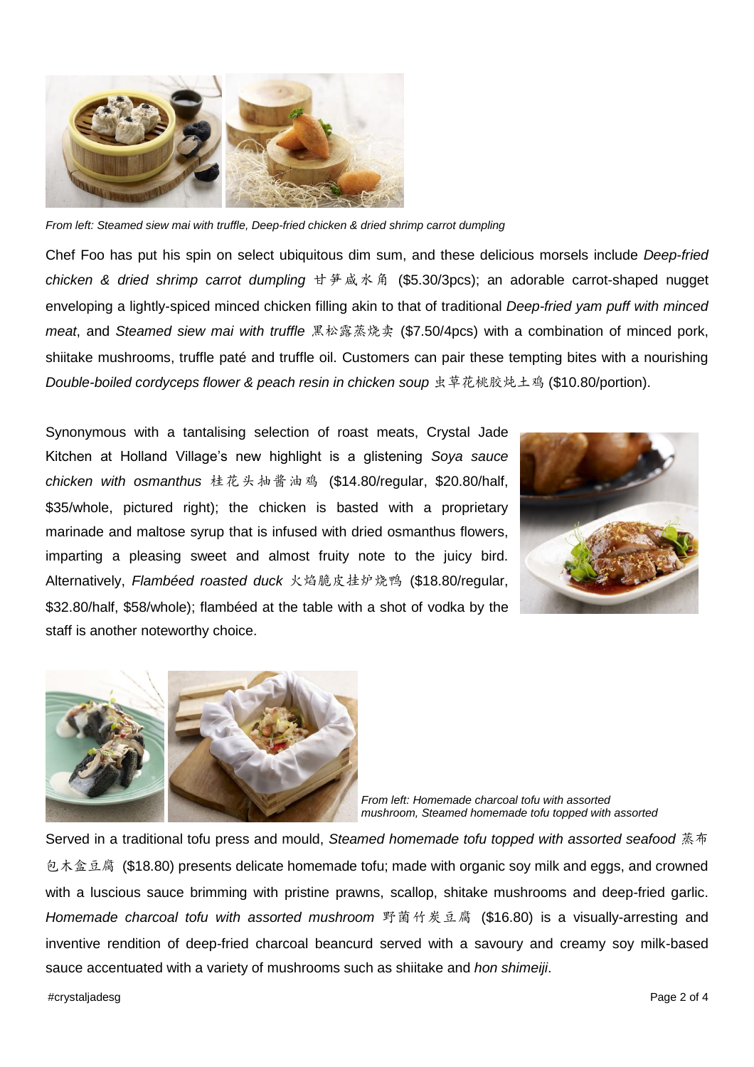*From left: Steamed siew mai with truffle, Deep-fried chicken & dried shrimp carrot dumpling*

Chef Foo has put his spin on select ubiquitous dim sum, and these delicious morsels include *Deep-fried chicken & dried shrimp carrot dumpling* 甘笋咸水角 ($5.30/3pcs); an adorable carrot-shaped nugget enveloping a lightly-spiced minced chicken filling akin to that of traditional *Deep-fried yam puff with minced meat*, and *Steamed siew mai with truffle* 黑松露蒸烧卖 ($7.50/4pcs) with a combination of minced pork, shiitake mushrooms, truffle paté and truffle oil. Customers can pair these tempting bites with a nourishing *Double-boiled cordyceps flower & peach resin in chicken soup* 虫草花桃胶炖土鸡 ($10.80/portion).

Synonymous with a tantalising selection of roast meats, Crystal Jade Kitchen at Holland Village's new highlight is a glistening *Soya sauce chicken with osmanthus* 桂花头抽酱油鸡 ($14.80/regular, $20.80/half, $35/whole, pictured right); the chicken is basted with a proprietary marinade and maltose syrup that is infused with dried osmanthus flowers, imparting a pleasing sweet and almost fruity note to the juicy bird. Alternatively, *Flambéed roasted duck* 火焰脆皮挂炉烧鸭 ($18.80/regular, $32.80/half, $58/whole); flambéed at the table with a shot of vodka by the staff is another noteworthy choice.

*From left: Homemade charcoal tofu with assorted mushroom, Steamed homemade tofu topped with assorted*

Served in a traditional tofu press and mould, *Steamed homemade tofu topped with assorted seafood* 蒸布包木盒豆腐 ($18.80) presents delicate homemade tofu; made with organic soy milk and eggs, and crowned with a luscious sauce brimming with pristine prawns, scallop, shitake mushrooms and deep-fried garlic. *Homemade charcoal tofu with assorted mushroom* 野菌竹炭豆腐 ($16.80) is a visually-arresting and inventive rendition of deep-fried charcoal beancurd served with a savoury and creamy soy milk-based sauce accentuated with a variety of mushrooms such as shiitake and *hon shimeiji*.

#crystaljadesg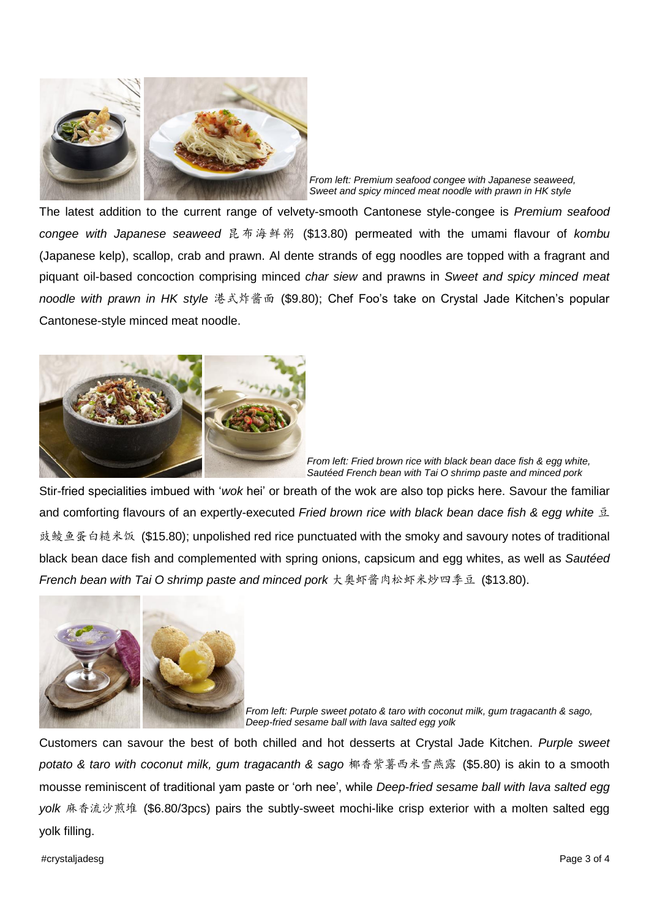*From left: Premium seafood congee with Japanese seaweed, Sweet and spicy minced meat noodle with prawn in HK style*

The latest addition to the current range of velvety-smooth Cantonese style-congee is *Premium seafood congee with Japanese seaweed* 昆布海鲜粥 ($13.80) permeated with the umami flavour of *kombu* (Japanese kelp), scallop, crab and prawn. Al dente strands of egg noodles are topped with a fragrant and piquant oil-based concoction comprising minced *char siew* and prawns in *Sweet and spicy minced meat noodle with prawn in HK style* 港式炸酱面 ($9.80); Chef Foo's take on Crystal Jade Kitchen's popular Cantonese-style minced meat noodle.

*From left: Fried brown rice with black bean dace fish & egg white, Sautéed French bean with Tai O shrimp paste and minced pork*

Stir-fried specialities imbued with '*wok* hei' or breath of the wok are also top picks here. Savour the familiar and comforting flavours of an expertly-executed *Fried brown rice with black bean dace fish & egg white* 豆豉鲮鱼蛋白糙米饭 ($15.80); unpolished red rice punctuated with the smoky and savoury notes of traditional black bean dace fish and complemented with spring onions, capsicum and egg whites, as well as *Sautéed French bean with Tai O shrimp paste and minced pork* 大奥虾酱肉松虾米炒四季豆 ($13.80).

*From left: Purple sweet potato & taro with coconut milk, gum tragacanth & sago, Deep-fried sesame ball with lava salted egg yolk*

Customers can savour the best of both chilled and hot desserts at Crystal Jade Kitchen. *Purple sweet potato & taro with coconut milk, gum tragacanth & sago* 椰香紫薯西米雪燕露 ($5.80) is akin to a smooth mousse reminiscent of traditional yam paste or 'orh nee', while *Deep-fried sesame ball with lava salted egg yolk* 麻香流沙煎堆 ($6.80/3pcs) pairs the subtly-sweet mochi-like crisp exterior with a molten salted egg yolk filling.

#crystaljadesg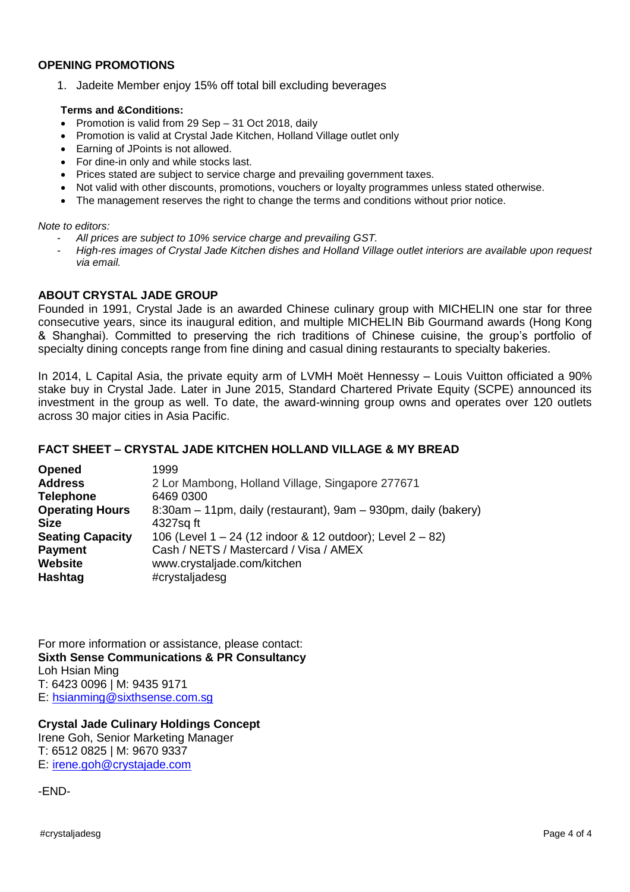## OPENING PROMOTIONS

1. Jadeite Member enjoy 15% off total bill excluding beverages

**Terms and &Conditions:**

- Promotion is valid from 29 Sep – 31 Oct 2018, daily
- Promotion is valid at Crystal Jade Kitchen, Holland Village outlet only
- Earning of JPoints is not allowed.
- For dine-in only and while stocks last.
- Prices stated are subject to service charge and prevailing government taxes.
- Not valid with other discounts, promotions, vouchers or loyalty programmes unless stated otherwise.
- The management reserves the right to change the terms and conditions without prior notice.

*Note to editors:*

- *All prices are subject to 10% service charge and prevailing GST.*
- *High-res images of Crystal Jade Kitchen dishes and Holland Village outlet interiors are available upon request via email.*

## ABOUT CRYSTAL JADE GROUP

Founded in 1991, Crystal Jade is an awarded Chinese culinary group with MICHELIN one star for three consecutive years, since its inaugural edition, and multiple MICHELIN Bib Gourmand awards (Hong Kong & Shanghai). Committed to preserving the rich traditions of Chinese cuisine, the group's portfolio of specialty dining concepts range from fine dining and casual dining restaurants to specialty bakeries.

In 2014, L Capital Asia, the private equity arm of LVMH Moët Hennessy – Louis Vuitton officiated a 90% stake buy in Crystal Jade. Later in June 2015, Standard Chartered Private Equity (SCPE) announced its investment in the group as well. To date, the award-winning group owns and operates over 120 outlets across 30 major cities in Asia Pacific.

## FACT SHEET – CRYSTAL JADE KITCHEN HOLLAND VILLAGE & MY BREAD

| | |
|---|---|
| **Opened** | 1999 |
| **Address** | 2 Lor Mambong, Holland Village, Singapore 277671 |
| **Telephone** | 6469 0300 |
| **Operating Hours** | 8:30am – 11pm, daily (restaurant), 9am – 930pm, daily (bakery) |
| **Size** | 4327sq ft |
| **Seating Capacity** | 106 (Level 1 – 24 (12 indoor & 12 outdoor); Level 2 – 82) |
| **Payment** | Cash / NETS / Mastercard / Visa / AMEX |
| **Website** | www.crystaljade.com/kitchen |
| **Hashtag** | #crystaljadesg |

For more information or assistance, please contact:
**Sixth Sense Communications & PR Consultancy**
Loh Hsian Ming
T: 6423 0096 | M: 9435 9171
E: hsianming@sixthsense.com.sg

**Crystal Jade Culinary Holdings Concept**
Irene Goh, Senior Marketing Manager
T: 6512 0825 | M: 9670 9337
E: irene.goh@crystajade.com

-END-